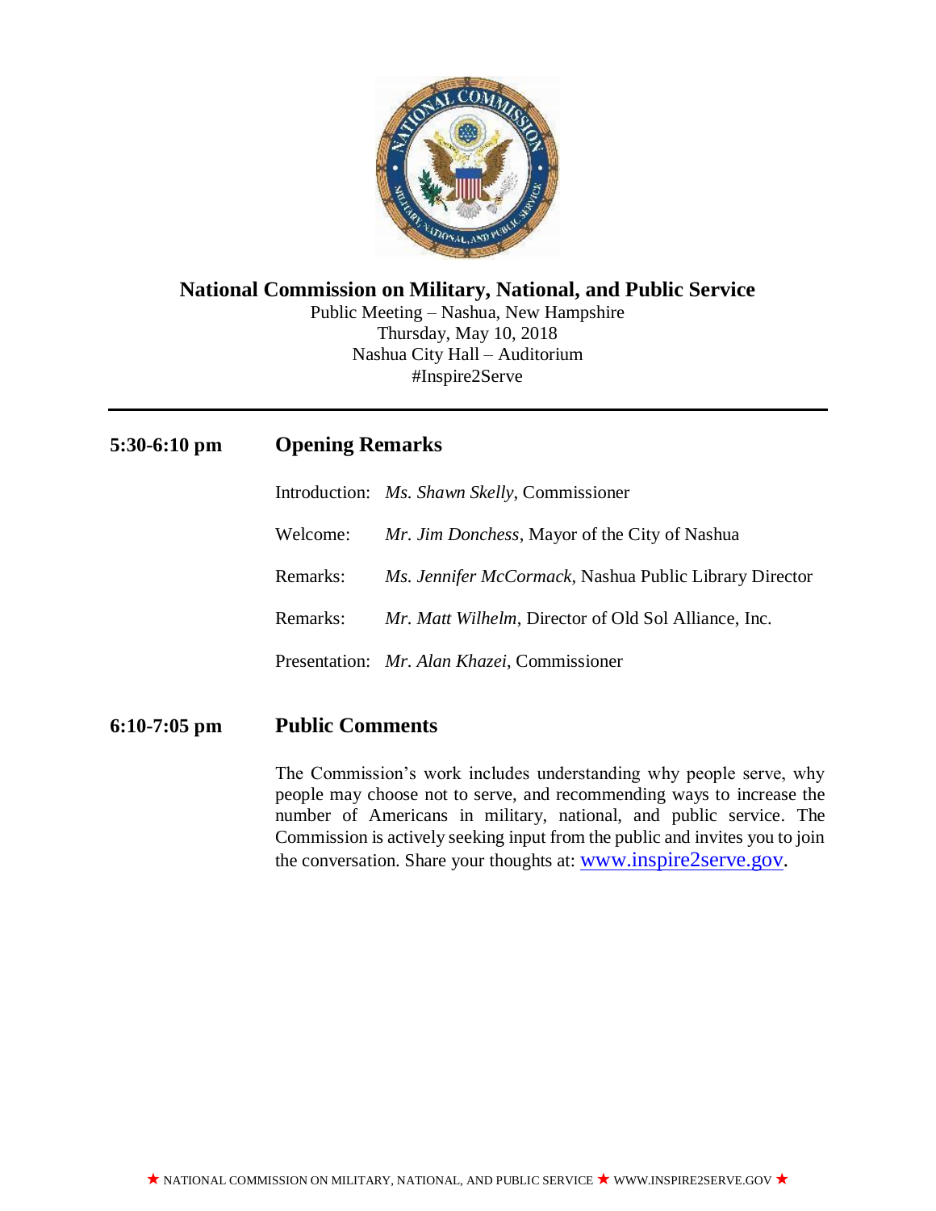# National Commission on Military, National, and Public Service

Public Meeting – Nashua, New Hampshire
Thursday, May 10, 2018
Nashua City Hall – Auditorium
#Inspire2Serve

---

## 5:30-6:10 pm — Opening Remarks

Introduction: *Ms. Shawn Skelly*, Commissioner

Welcome: *Mr. Jim Donchess*, Mayor of the City of Nashua

Remarks: *Ms. Jennifer McCormack*, Nashua Public Library Director

Remarks: *Mr. Matt Wilhelm*, Director of Old Sol Alliance, Inc.

Presentation: *Mr. Alan Khazei*, Commissioner

## 6:10-7:05 pm — Public Comments

The Commission's work includes understanding why people serve, why people may choose not to serve, and recommending ways to increase the number of Americans in military, national, and public service. The Commission is actively seeking input from the public and invites you to join the conversation. Share your thoughts at: www.inspire2serve.gov.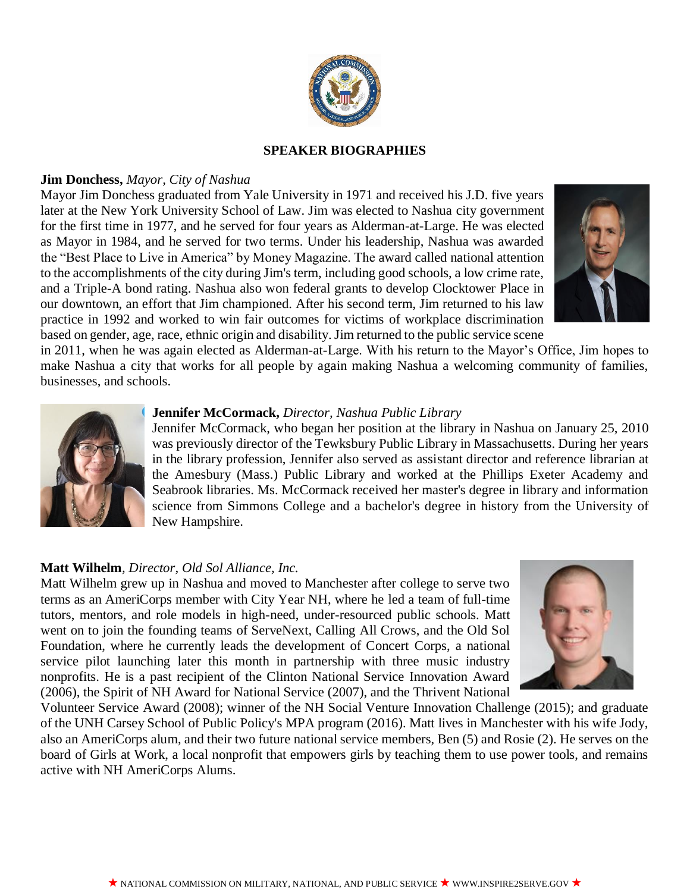## SPEAKER BIOGRAPHIES

**Jim Donchess,** *Mayor, City of Nashua*

Mayor Jim Donchess graduated from Yale University in 1971 and received his J.D. five years later at the New York University School of Law. Jim was elected to Nashua city government for the first time in 1977, and he served for four years as Alderman-at-Large. He was elected as Mayor in 1984, and he served for two terms. Under his leadership, Nashua was awarded the "Best Place to Live in America" by Money Magazine. The award called national attention to the accomplishments of the city during Jim's term, including good schools, a low crime rate, and a Triple-A bond rating. Nashua also won federal grants to develop Clocktower Place in our downtown, an effort that Jim championed. After his second term, Jim returned to his law practice in 1992 and worked to win fair outcomes for victims of workplace discrimination based on gender, age, race, ethnic origin and disability. Jim returned to the public service scene in 2011, when he was again elected as Alderman-at-Large. With his return to the Mayor's Office, Jim hopes to make Nashua a city that works for all people by again making Nashua a welcoming community of families, businesses, and schools.

**Jennifer McCormack,** *Director, Nashua Public Library*

Jennifer McCormack, who began her position at the library in Nashua on January 25, 2010 was previously director of the Tewksbury Public Library in Massachusetts. During her years in the library profession, Jennifer also served as assistant director and reference librarian at the Amesbury (Mass.) Public Library and worked at the Phillips Exeter Academy and Seabrook libraries. Ms. McCormack received her master's degree in library and information science from Simmons College and a bachelor's degree in history from the University of New Hampshire.

**Matt Wilhelm**, *Director, Old Sol Alliance, Inc.*

Matt Wilhelm grew up in Nashua and moved to Manchester after college to serve two terms as an AmeriCorps member with City Year NH, where he led a team of full-time tutors, mentors, and role models in high-need, under-resourced public schools. Matt went on to join the founding teams of ServeNext, Calling All Crows, and the Old Sol Foundation, where he currently leads the development of Concert Corps, a national service pilot launching later this month in partnership with three music industry nonprofits. He is a past recipient of the Clinton National Service Innovation Award (2006), the Spirit of NH Award for National Service (2007), and the Thrivent National Volunteer Service Award (2008); winner of the NH Social Venture Innovation Challenge (2015); and graduate of the UNH Carsey School of Public Policy's MPA program (2016). Matt lives in Manchester with his wife Jody, also an AmeriCorps alum, and their two future national service members, Ben (5) and Rosie (2). He serves on the board of Girls at Work, a local nonprofit that empowers girls by teaching them to use power tools, and remains active with NH AmeriCorps Alums.